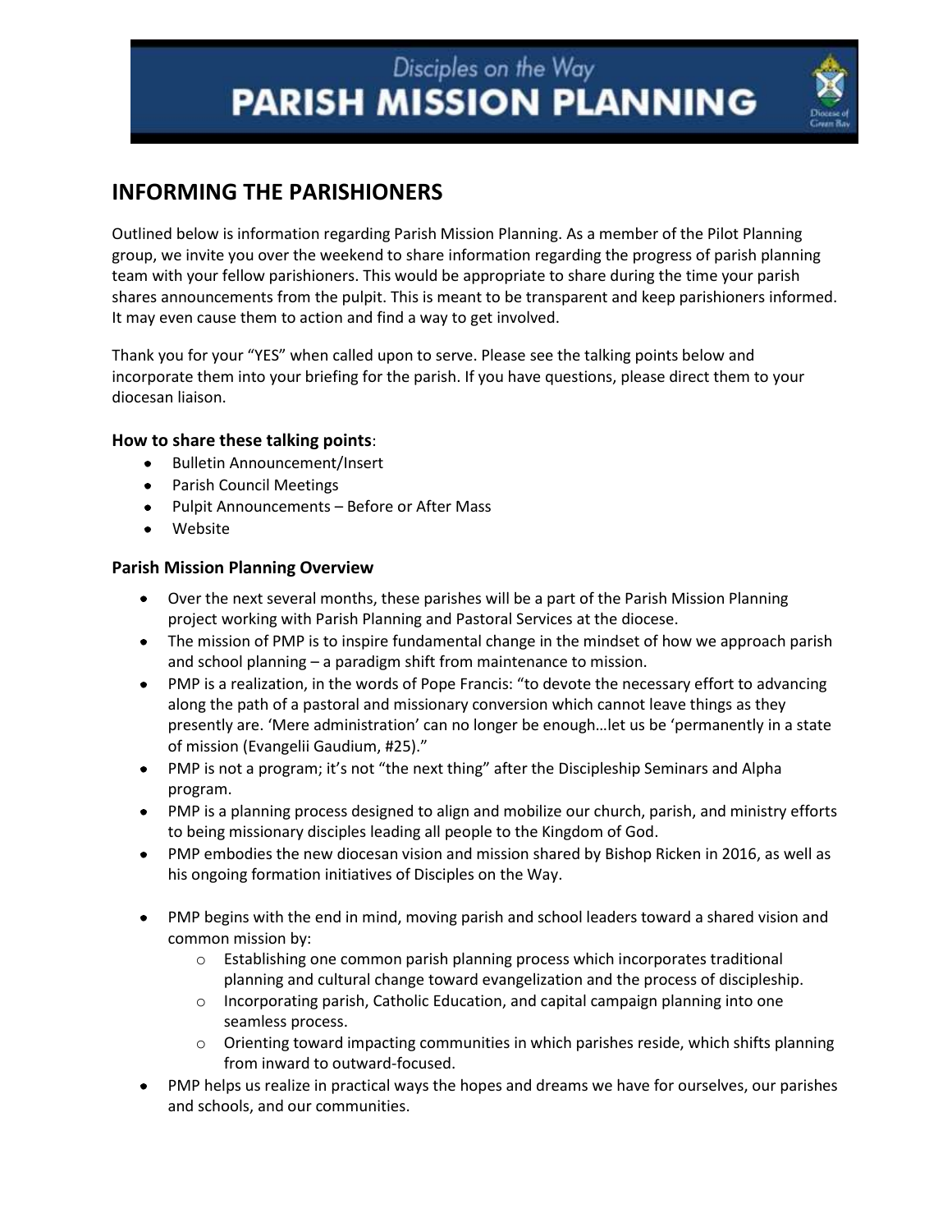# Disciples on the Way
# PARISH MISSION PLANNING

## INFORMING THE PARISHIONERS

Outlined below is information regarding Parish Mission Planning. As a member of the Pilot Planning group, we invite you over the weekend to share information regarding the progress of parish planning team with your fellow parishioners. This would be appropriate to share during the time your parish shares announcements from the pulpit. This is meant to be transparent and keep parishioners informed. It may even cause them to action and find a way to get involved.

Thank you for your "YES" when called upon to serve. Please see the talking points below and incorporate them into your briefing for the parish. If you have questions, please direct them to your diocesan liaison.

### How to share these talking points:

- Bulletin Announcement/Insert
- Parish Council Meetings
- Pulpit Announcements – Before or After Mass
- Website

### Parish Mission Planning Overview

- Over the next several months, these parishes will be a part of the Parish Mission Planning project working with Parish Planning and Pastoral Services at the diocese.
- The mission of PMP is to inspire fundamental change in the mindset of how we approach parish and school planning – a paradigm shift from maintenance to mission.
- PMP is a realization, in the words of Pope Francis: "to devote the necessary effort to advancing along the path of a pastoral and missionary conversion which cannot leave things as they presently are. 'Mere administration' can no longer be enough…let us be 'permanently in a state of mission (Evangelii Gaudium, #25)."
- PMP is not a program; it's not "the next thing" after the Discipleship Seminars and Alpha program.
- PMP is a planning process designed to align and mobilize our church, parish, and ministry efforts to being missionary disciples leading all people to the Kingdom of God.
- PMP embodies the new diocesan vision and mission shared by Bishop Ricken in 2016, as well as his ongoing formation initiatives of Disciples on the Way.
- PMP begins with the end in mind, moving parish and school leaders toward a shared vision and common mission by:
  - Establishing one common parish planning process which incorporates traditional planning and cultural change toward evangelization and the process of discipleship.
  - Incorporating parish, Catholic Education, and capital campaign planning into one seamless process.
  - Orienting toward impacting communities in which parishes reside, which shifts planning from inward to outward-focused.
- PMP helps us realize in practical ways the hopes and dreams we have for ourselves, our parishes and schools, and our communities.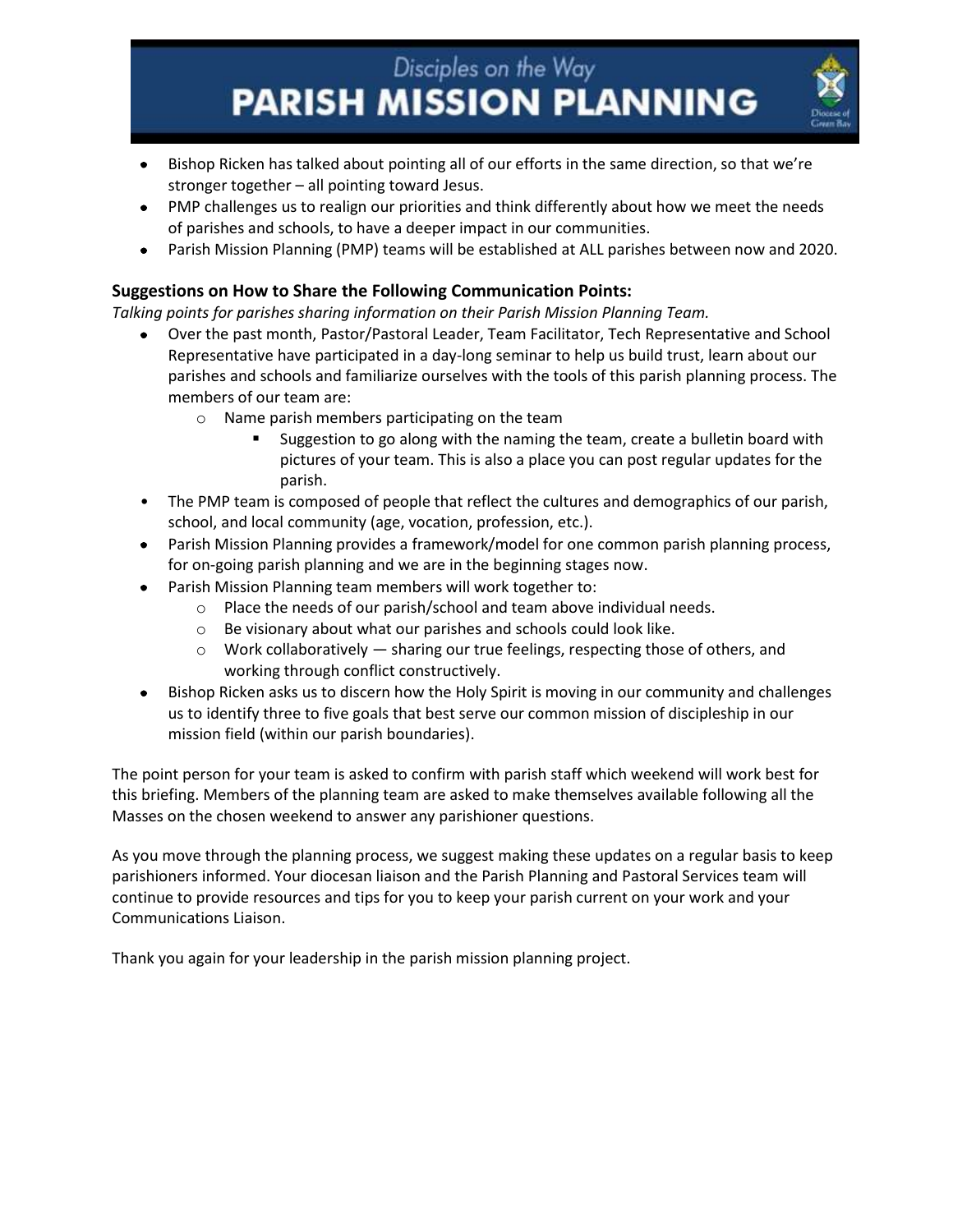- Bishop Ricken has talked about pointing all of our efforts in the same direction, so that we're stronger together – all pointing toward Jesus.
- PMP challenges us to realign our priorities and think differently about how we meet the needs of parishes and schools, to have a deeper impact in our communities.
- Parish Mission Planning (PMP) teams will be established at ALL parishes between now and 2020.

### Suggestions on How to Share the Following Communication Points:

*Talking points for parishes sharing information on their Parish Mission Planning Team.*

- Over the past month, Pastor/Pastoral Leader, Team Facilitator, Tech Representative and School Representative have participated in a day-long seminar to help us build trust, learn about our parishes and schools and familiarize ourselves with the tools of this parish planning process. The members of our team are:
  - Name parish members participating on the team
    - Suggestion to go along with the naming the team, create a bulletin board with pictures of your team. This is also a place you can post regular updates for the parish.
- The PMP team is composed of people that reflect the cultures and demographics of our parish, school, and local community (age, vocation, profession, etc.).
- Parish Mission Planning provides a framework/model for one common parish planning process, for on-going parish planning and we are in the beginning stages now.
- Parish Mission Planning team members will work together to:
  - Place the needs of our parish/school and team above individual needs.
  - Be visionary about what our parishes and schools could look like.
  - Work collaboratively — sharing our true feelings, respecting those of others, and working through conflict constructively.
- Bishop Ricken asks us to discern how the Holy Spirit is moving in our community and challenges us to identify three to five goals that best serve our common mission of discipleship in our mission field (within our parish boundaries).

The point person for your team is asked to confirm with parish staff which weekend will work best for this briefing. Members of the planning team are asked to make themselves available following all the Masses on the chosen weekend to answer any parishioner questions.

As you move through the planning process, we suggest making these updates on a regular basis to keep parishioners informed. Your diocesan liaison and the Parish Planning and Pastoral Services team will continue to provide resources and tips for you to keep your parish current on your work and your Communications Liaison.

Thank you again for your leadership in the parish mission planning project.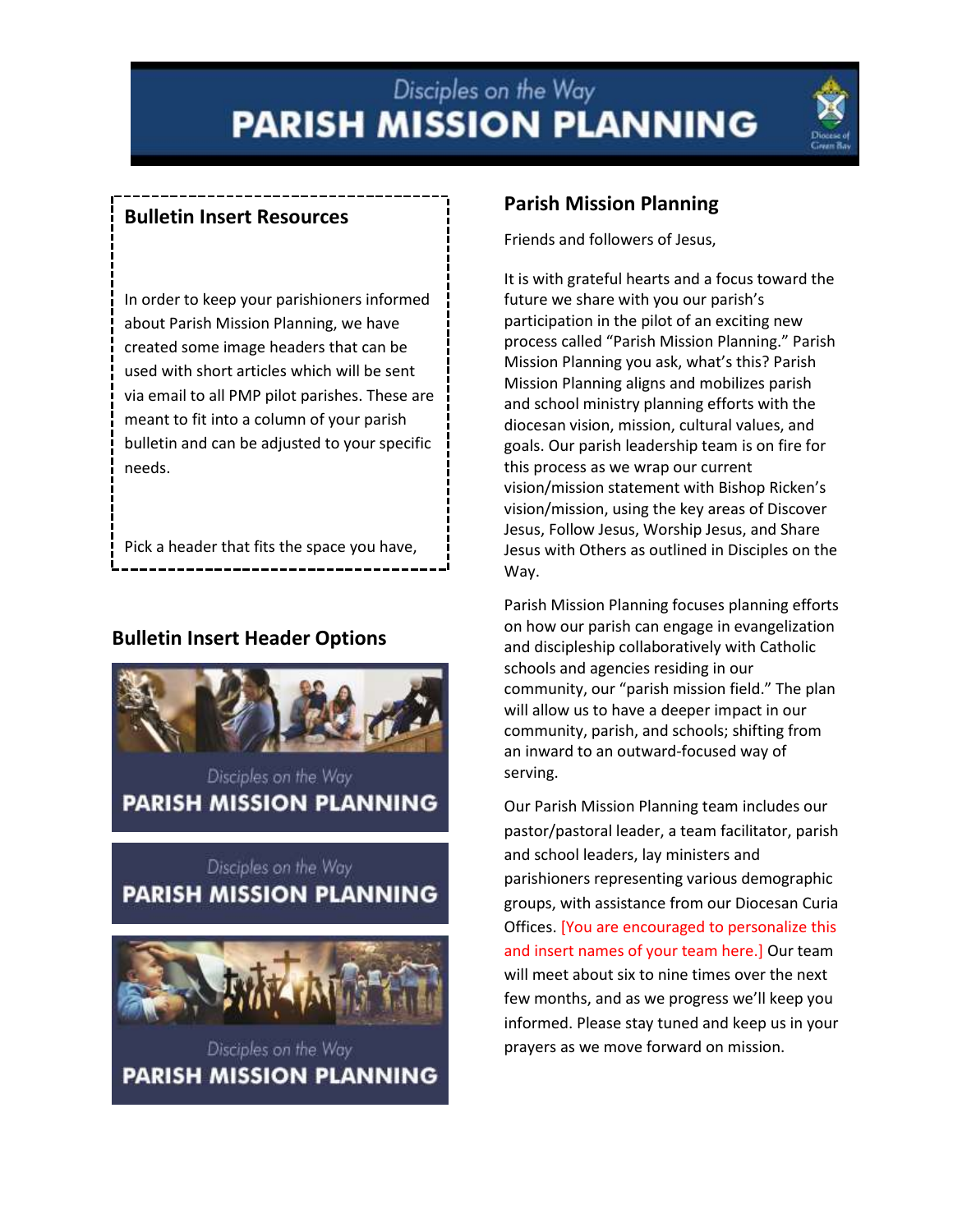## Bulletin Insert Resources

In order to keep your parishioners informed about Parish Mission Planning, we have created some image headers that can be used with short articles which will be sent via email to all PMP pilot parishes. These are meant to fit into a column of your parish bulletin and can be adjusted to your specific needs.

Pick a header that fits the space you have,

## Bulletin Insert Header Options

Disciples on the Way
PARISH MISSION PLANNING

Disciples on the Way
PARISH MISSION PLANNING

Disciples on the Way
PARISH MISSION PLANNING

## Parish Mission Planning

Friends and followers of Jesus,

It is with grateful hearts and a focus toward the future we share with you our parish's participation in the pilot of an exciting new process called "Parish Mission Planning." Parish Mission Planning you ask, what's this? Parish Mission Planning aligns and mobilizes parish and school ministry planning efforts with the diocesan vision, mission, cultural values, and goals. Our parish leadership team is on fire for this process as we wrap our current vision/mission statement with Bishop Ricken's vision/mission, using the key areas of Discover Jesus, Follow Jesus, Worship Jesus, and Share Jesus with Others as outlined in Disciples on the Way.

Parish Mission Planning focuses planning efforts on how our parish can engage in evangelization and discipleship collaboratively with Catholic schools and agencies residing in our community, our "parish mission field." The plan will allow us to have a deeper impact in our community, parish, and schools; shifting from an inward to an outward-focused way of serving.

Our Parish Mission Planning team includes our pastor/pastoral leader, a team facilitator, parish and school leaders, lay ministers and parishioners representing various demographic groups, with assistance from our Diocesan Curia Offices. [You are encouraged to personalize this and insert names of your team here.] Our team will meet about six to nine times over the next few months, and as we progress we'll keep you informed. Please stay tuned and keep us in your prayers as we move forward on mission.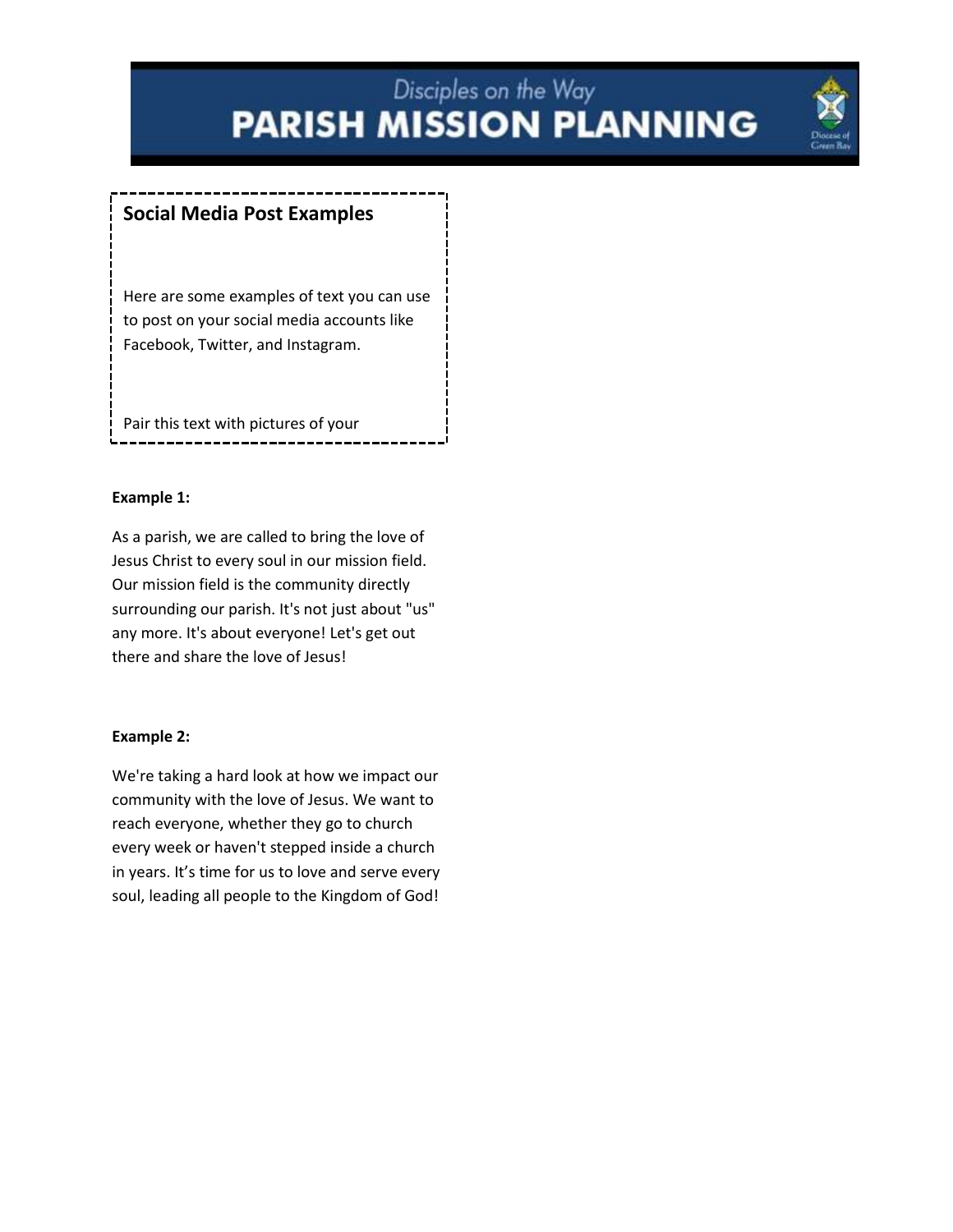# Disciples on the Way
# PARISH MISSION PLANNING

## Social Media Post Examples

Here are some examples of text you can use to post on your social media accounts like Facebook, Twitter, and Instagram.

Pair this text with pictures of your

**Example 1:**

As a parish, we are called to bring the love of Jesus Christ to every soul in our mission field. Our mission field is the community directly surrounding our parish. It's not just about "us" any more. It's about everyone! Let's get out there and share the love of Jesus!

**Example 2:**

We're taking a hard look at how we impact our community with the love of Jesus. We want to reach everyone, whether they go to church every week or haven't stepped inside a church in years. It's time for us to love and serve every soul, leading all people to the Kingdom of God!